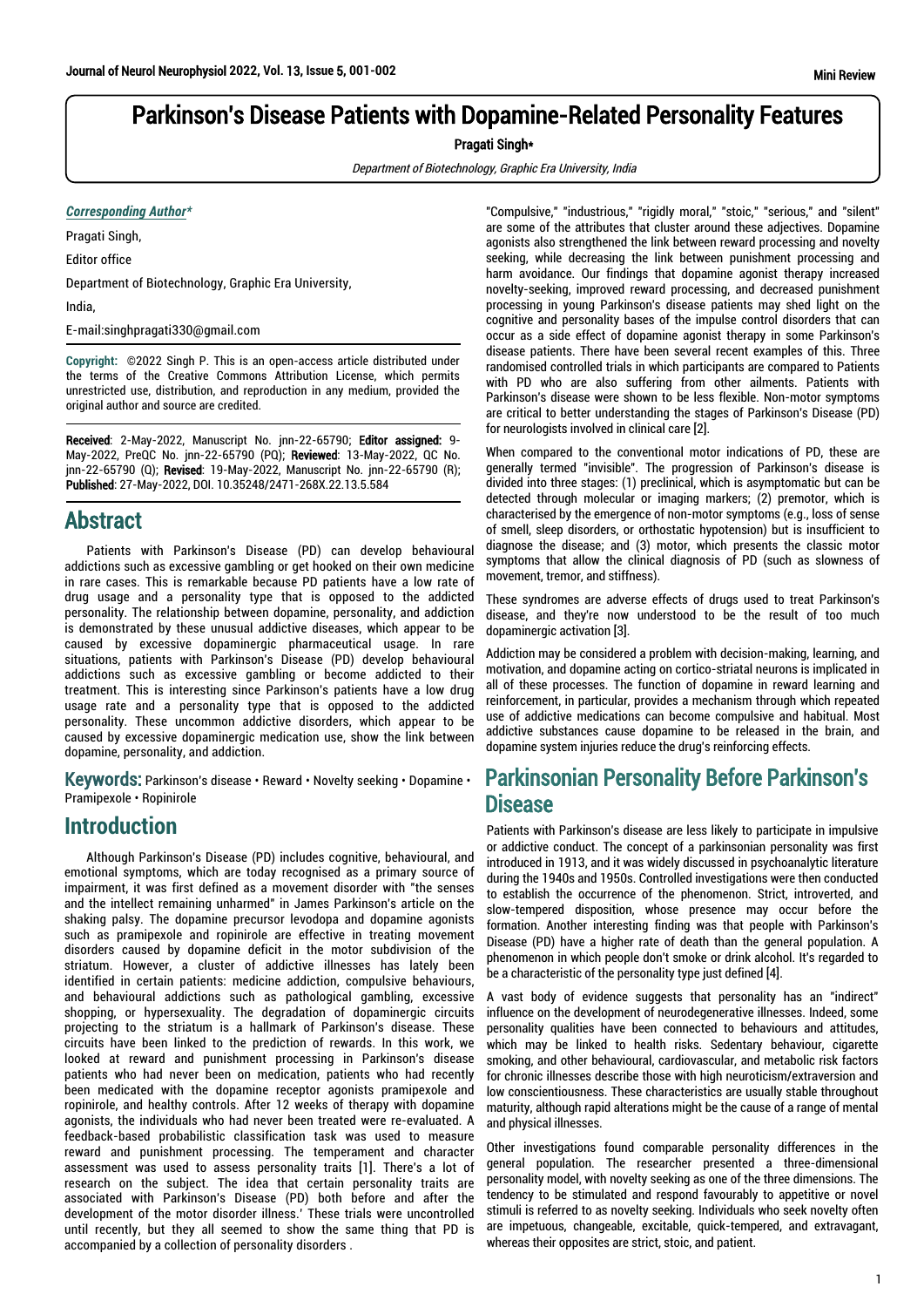# Parkinson's Disease Patients with Dopamine-Related Personality Features

Pragati Singh*

*Department of Biotechnology, Graphic Era University, India*

***Corresponding Author****

Pragati Singh,

Editor office

Department of Biotechnology, Graphic Era University,

India,

E-mail:singhpragati330@gmail.com

**Copyright:** ©2022 Singh P. This is an open-access article distributed under the terms of the Creative Commons Attribution License, which permits unrestricted use, distribution, and reproduction in any medium, provided the original author and source are credited.

Received: 2-May-2022, Manuscript No. jnn-22-65790; Editor assigned: 9-May-2022, PreQC No. jnn-22-65790 (PQ); Reviewed: 13-May-2022, QC No. jnn-22-65790 (Q); Revised: 19-May-2022, Manuscript No. jnn-22-65790 (R); Published: 27-May-2022, DOI. 10.35248/2471-268X.22.13.5.584

## Abstract

Patients with Parkinson's Disease (PD) can develop behavioural addictions such as excessive gambling or get hooked on their own medicine in rare cases. This is remarkable because PD patients have a low rate of drug usage and a personality type that is opposed to the addicted personality. The relationship between dopamine, personality, and addiction is demonstrated by these unusual addictive diseases, which appear to be caused by excessive dopaminergic pharmaceutical usage. In rare situations, patients with Parkinson's Disease (PD) develop behavioural addictions such as excessive gambling or become addicted to their treatment. This is interesting since Parkinson's patients have a low drug usage rate and a personality type that is opposed to the addicted personality. These uncommon addictive disorders, which appear to be caused by excessive dopaminergic medication use, show the link between dopamine, personality, and addiction.

**Keywords:** Parkinson's disease • Reward • Novelty seeking • Dopamine • Pramipexole • Ropinirole

## Introduction

Although Parkinson's Disease (PD) includes cognitive, behavioural, and emotional symptoms, which are today recognised as a primary source of impairment, it was first defined as a movement disorder with "the senses and the intellect remaining unharmed" in James Parkinson's article on the shaking palsy. The dopamine precursor levodopa and dopamine agonists such as pramipexole and ropinirole are effective in treating movement disorders caused by dopamine deficit in the motor subdivision of the striatum. However, a cluster of addictive illnesses has lately been identified in certain patients: medicine addiction, compulsive behaviours, and behavioural addictions such as pathological gambling, excessive shopping, or hypersexuality. The degradation of dopaminergic circuits projecting to the striatum is a hallmark of Parkinson's disease. These circuits have been linked to the prediction of rewards. In this work, we looked at reward and punishment processing in Parkinson's disease patients who had never been on medication, patients who had recently been medicated with the dopamine receptor agonists pramipexole and ropinirole, and healthy controls. After 12 weeks of therapy with dopamine agonists, the individuals who had never been treated were re-evaluated. A feedback-based probabilistic classification task was used to measure reward and punishment processing. The temperament and character assessment was used to assess personality traits [1]. There's a lot of research on the subject. The idea that certain personality traits are associated with Parkinson's Disease (PD) both before and after the development of the motor disorder illness.' These trials were uncontrolled until recently, but they all seemed to show the same thing that PD is accompanied by a collection of personality disorders .

"Compulsive," "industrious," "rigidly moral," "stoic," "serious," and "silent" are some of the attributes that cluster around these adjectives. Dopamine agonists also strengthened the link between reward processing and novelty seeking, while decreasing the link between punishment processing and harm avoidance. Our findings that dopamine agonist therapy increased novelty-seeking, improved reward processing, and decreased punishment processing in young Parkinson's disease patients may shed light on the cognitive and personality bases of the impulse control disorders that can occur as a side effect of dopamine agonist therapy in some Parkinson's disease patients. There have been several recent examples of this. Three randomised controlled trials in which participants are compared to Patients with PD who are also suffering from other ailments. Patients with Parkinson's disease were shown to be less flexible. Non-motor symptoms are critical to better understanding the stages of Parkinson's Disease (PD) for neurologists involved in clinical care [2].

When compared to the conventional motor indications of PD, these are generally termed "invisible". The progression of Parkinson's disease is divided into three stages: (1) preclinical, which is asymptomatic but can be detected through molecular or imaging markers; (2) premotor, which is characterised by the emergence of non-motor symptoms (e.g., loss of sense of smell, sleep disorders, or orthostatic hypotension) but is insufficient to diagnose the disease; and (3) motor, which presents the classic motor symptoms that allow the clinical diagnosis of PD (such as slowness of movement, tremor, and stiffness).

These syndromes are adverse effects of drugs used to treat Parkinson's disease, and they're now understood to be the result of too much dopaminergic activation [3].

Addiction may be considered a problem with decision-making, learning, and motivation, and dopamine acting on cortico-striatal neurons is implicated in all of these processes. The function of dopamine in reward learning and reinforcement, in particular, provides a mechanism through which repeated use of addictive medications can become compulsive and habitual. Most addictive substances cause dopamine to be released in the brain, and dopamine system injuries reduce the drug's reinforcing effects.

## Parkinsonian Personality Before Parkinson's Disease

Patients with Parkinson's disease are less likely to participate in impulsive or addictive conduct. The concept of a parkinsonian personality was first introduced in 1913, and it was widely discussed in psychoanalytic literature during the 1940s and 1950s. Controlled investigations were then conducted to establish the occurrence of the phenomenon. Strict, introverted, and slow-tempered disposition, whose presence may occur before the formation. Another interesting finding was that people with Parkinson's Disease (PD) have a higher rate of death than the general population. A phenomenon in which people don't smoke or drink alcohol. It's regarded to be a characteristic of the personality type just defined [4].

A vast body of evidence suggests that personality has an "indirect" influence on the development of neurodegenerative illnesses. Indeed, some personality qualities have been connected to behaviours and attitudes, which may be linked to health risks. Sedentary behaviour, cigarette smoking, and other behavioural, cardiovascular, and metabolic risk factors for chronic illnesses describe those with high neuroticism/extraversion and low conscientiousness. These characteristics are usually stable throughout maturity, although rapid alterations might be the cause of a range of mental and physical illnesses.

Other investigations found comparable personality differences in the general population. The researcher presented a three-dimensional personality model, with novelty seeking as one of the three dimensions. The tendency to be stimulated and respond favourably to appetitive or novel stimuli is referred to as novelty seeking. Individuals who seek novelty often are impetuous, changeable, excitable, quick-tempered, and extravagant, whereas their opposites are strict, stoic, and patient.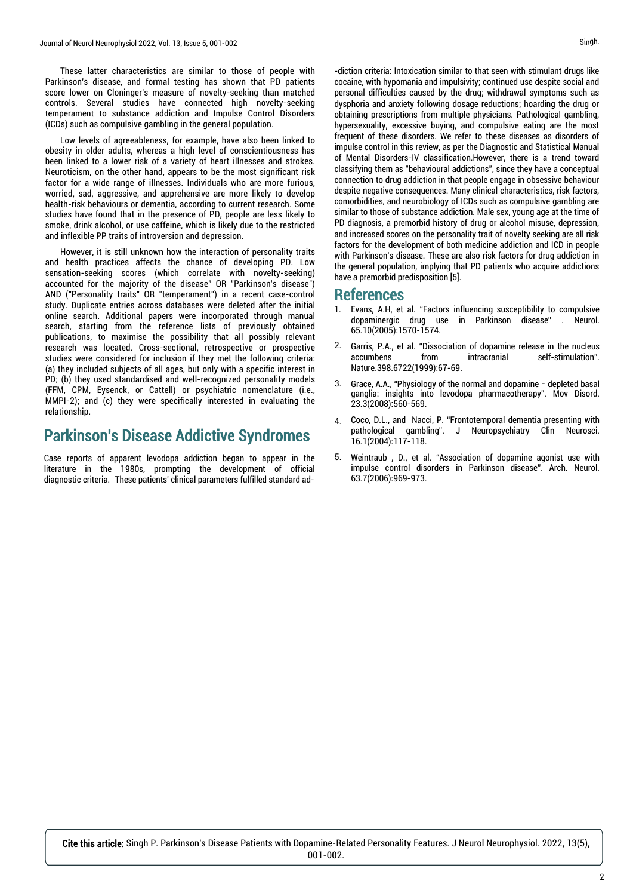These latter characteristics are similar to those of people with Parkinson's disease, and formal testing has shown that PD patients score lower on Cloninger's measure of novelty-seeking than matched controls. Several studies have connected high novelty-seeking temperament to substance addiction and Impulse Control Disorders (ICDs) such as compulsive gambling in the general population.

Low levels of agreeableness, for example, have also been linked to obesity in older adults, whereas a high level of conscientiousness has been linked to a lower risk of a variety of heart illnesses and strokes. Neuroticism, on the other hand, appears to be the most significant risk factor for a wide range of illnesses. Individuals who are more furious, worried, sad, aggressive, and apprehensive are more likely to develop health-risk behaviours or dementia, according to current research. Some studies have found that in the presence of PD, people are less likely to smoke, drink alcohol, or use caffeine, which is likely due to the restricted and inflexible PP traits of introversion and depression.

However, it is still unknown how the interaction of personality traits and health practices affects the chance of developing PD. Low sensation-seeking scores (which correlate with novelty-seeking) accounted for the majority of the disease" OR "Parkinson's disease") AND ("Personality traits" OR "temperament") in a recent case-control study. Duplicate entries across databases were deleted after the initial online search. Additional papers were incorporated through manual search, starting from the reference lists of previously obtained publications, to maximise the possibility that all possibly relevant research was located. Cross-sectional, retrospective or prospective studies were considered for inclusion if they met the following criteria: (a) they included subjects of all ages, but only with a specific interest in PD; (b) they used standardised and well-recognized personality models (FFM, CPM, Eysenck, or Cattell) or psychiatric nomenclature (i.e., MMPI-2); and (c) they were specifically interested in evaluating the relationship.

## Parkinson's Disease Addictive Syndromes

Case reports of apparent levodopa addiction began to appear in the literature in the 1980s, prompting the development of official diagnostic criteria. These patients' clinical parameters fulfilled standard addiction criteria: Intoxication similar to that seen with stimulant drugs like cocaine, with hypomania and impulsivity; continued use despite social and personal difficulties caused by the drug; withdrawal symptoms such as dysphoria and anxiety following dosage reductions; hoarding the drug or obtaining prescriptions from multiple physicians. Pathological gambling, hypersexuality, excessive buying, and compulsive eating are the most frequent of these disorders. We refer to these diseases as disorders of impulse control in this review, as per the Diagnostic and Statistical Manual of Mental Disorders-IV classification.However, there is a trend toward classifying them as "behavioural addictions", since they have a conceptual connection to drug addiction in that people engage in obsessive behaviour despite negative consequences. Many clinical characteristics, risk factors, comorbidities, and neurobiology of ICDs such as compulsive gambling are similar to those of substance addiction. Male sex, young age at the time of PD diagnosis, a premorbid history of drug or alcohol misuse, depression, and increased scores on the personality trait of novelty seeking are all risk factors for the development of both medicine addiction and ICD in people with Parkinson's disease. These are also risk factors for drug addiction in the general population, implying that PD patients who acquire addictions have a premorbid predisposition [5].

## References

1. Evans, A.H, et al. "Factors influencing susceptibility to compulsive dopaminergic drug use in Parkinson disease" . Neurol. 65.10(2005):1570-1574.
2. Garris, P.A., et al. "Dissociation of dopamine release in the nucleus accumbens from intracranial self-stimulation". Nature.398.6722(1999):67-69.
3. Grace, A.A., "Physiology of the normal and dopamine - depleted basal ganglia: insights into levodopa pharmacotherapy". Mov Disord. 23.3(2008):560-569.
4. Coco, D.L., and Nacci, P. "Frontotemporal dementia presenting with pathological gambling". J Neuropsychiatry Clin Neurosci. 16.1(2004):117-118.
5. Weintraub , D., et al. "Association of dopamine agonist use with impulse control disorders in Parkinson disease". Arch. Neurol. 63.7(2006):969-973.

**Cite this article:** Singh P. Parkinson's Disease Patients with Dopamine-Related Personality Features. J Neurol Neurophysiol. 2022, 13(5), 001-002.